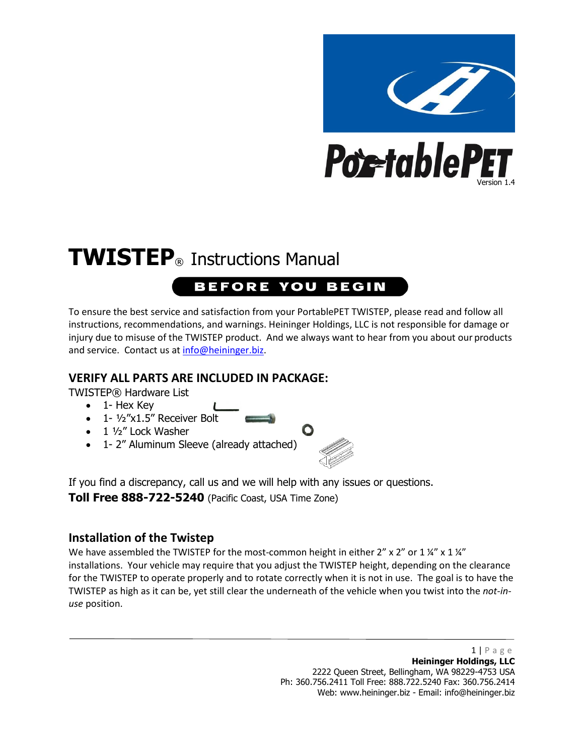PortablePET

Version 1.4

# TWISTEP® Instructions Manual

## BEFORE YOU BEGIN

To ensure the best service and satisfaction from your PortablePET TWISTEP, please read and follow all instructions, recommendations, and warnings. Heininger Holdings, LLC is not responsible for damage or injury due to misuse of the TWISTEP product. And we always want to hear from you about our products and service. Contact us at info@heininger.biz.

## VERIFY ALL PARTS ARE INCLUDED IN PACKAGE:

TWISTEP® Hardware List

- 1- Hex Key
- 1- ½"x1.5" Receiver Bolt
- 1 ½" Lock Washer
- 1- 2" Aluminum Sleeve (already attached)

If you find a discrepancy, call us and we will help with any issues or questions.

**Toll Free 888-722-5240** (Pacific Coast, USA Time Zone)

## Installation of the Twistep

We have assembled the TWISTEP for the most-common height in either 2" x 2" or 1 ¼" x 1 ¼" installations. Your vehicle may require that you adjust the TWISTEP height, depending on the clearance for the TWISTEP to operate properly and to rotate correctly when it is not in use. The goal is to have the TWISTEP as high as it can be, yet still clear the underneath of the vehicle when you twist into the *not-in-use* position.

**Heininger Holdings, LLC**
2222 Queen Street, Bellingham, WA 98229-4753 USA
Ph: 360.756.2411 Toll Free: 888.722.5240 Fax: 360.756.2414
Web: www.heininger.biz - Email: info@heininger.biz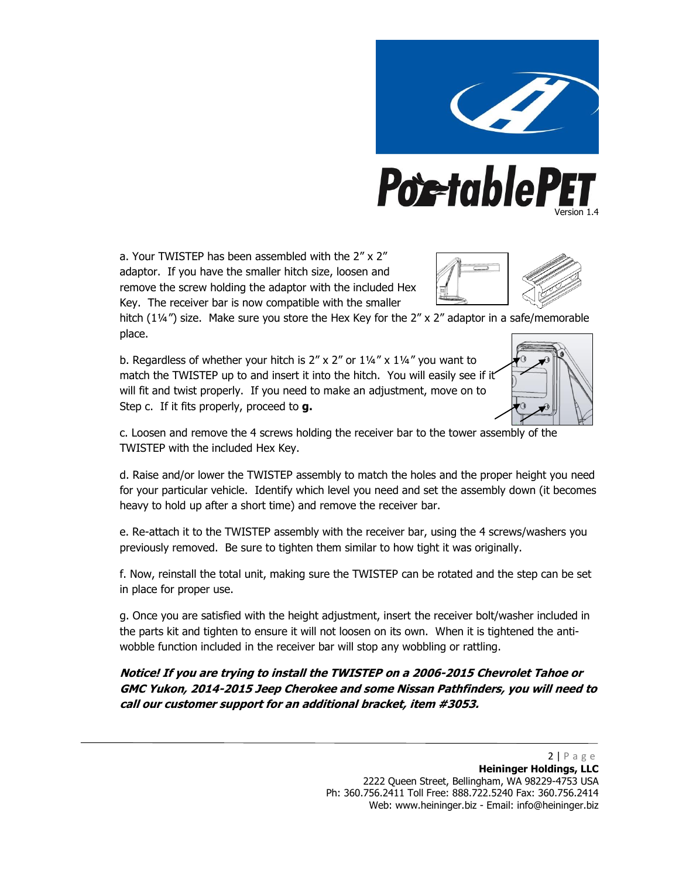a. Your TWISTEP has been assembled with the 2″ x 2″ adaptor. If you have the smaller hitch size, loosen and remove the screw holding the adaptor with the included Hex Key. The receiver bar is now compatible with the smaller hitch (1¼″) size. Make sure you store the Hex Key for the 2″ x 2″ adaptor in a safe/memorable place.

b. Regardless of whether your hitch is 2″ x 2″ or 1¼″ x 1¼″ you want to match the TWISTEP up to and insert it into the hitch. You will easily see if it will fit and twist properly. If you need to make an adjustment, move on to Step c. If it fits properly, proceed to **g.**

c. Loosen and remove the 4 screws holding the receiver bar to the tower assembly of the TWISTEP with the included Hex Key.

d. Raise and/or lower the TWISTEP assembly to match the holes and the proper height you need for your particular vehicle. Identify which level you need and set the assembly down (it becomes heavy to hold up after a short time) and remove the receiver bar.

e. Re-attach it to the TWISTEP assembly with the receiver bar, using the 4 screws/washers you previously removed. Be sure to tighten them similar to how tight it was originally.

f. Now, reinstall the total unit, making sure the TWISTEP can be rotated and the step can be set in place for proper use.

g. Once you are satisfied with the height adjustment, insert the receiver bolt/washer included in the parts kit and tighten to ensure it will not loosen on its own. When it is tightened the anti-wobble function included in the receiver bar will stop any wobbling or rattling.

***Notice! If you are trying to install the TWISTEP on a 2006-2015 Chevrolet Tahoe or GMC Yukon, 2014-2015 Jeep Cherokee and some Nissan Pathfinders, you will need to call our customer support for an additional bracket, item #3053.***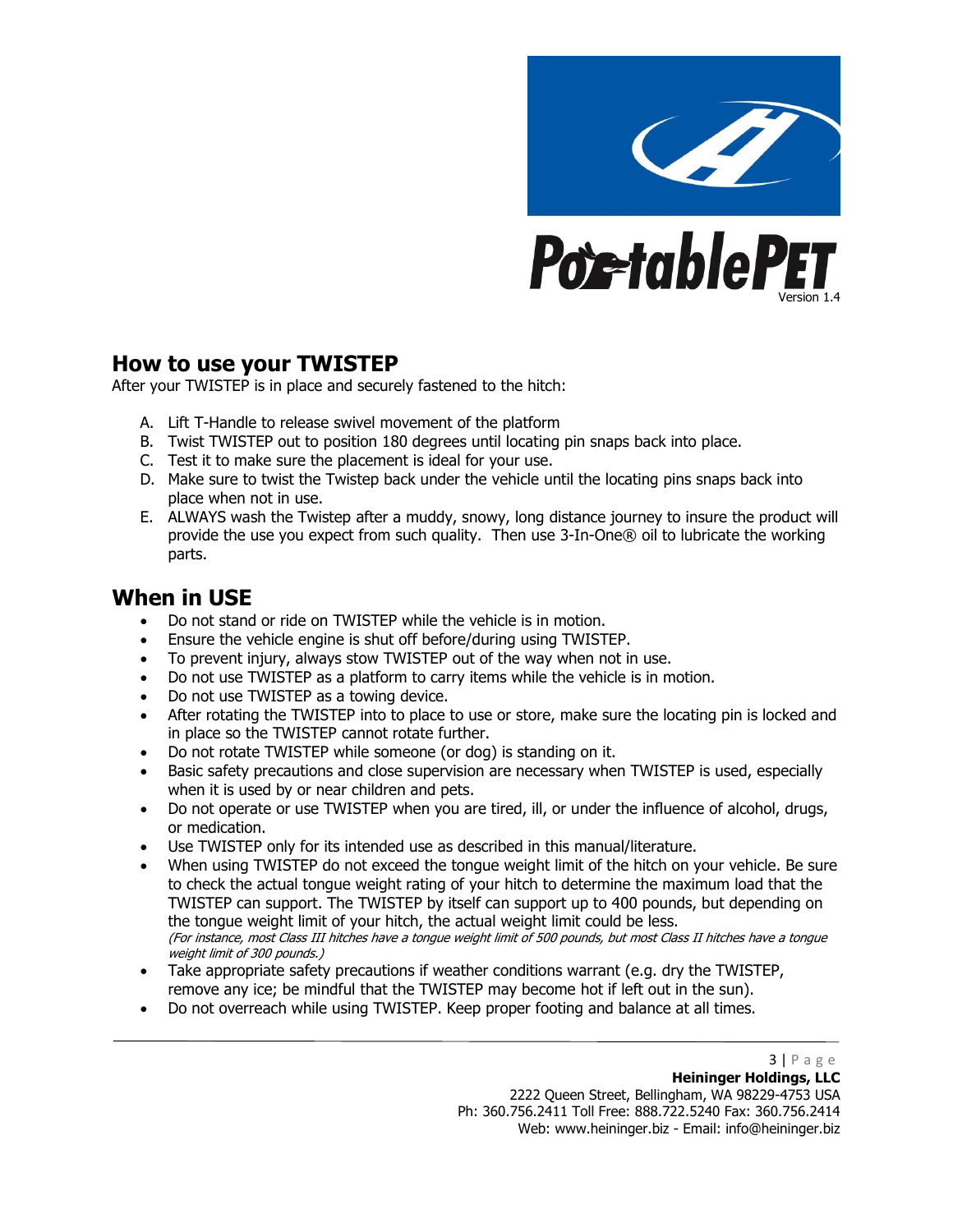PortablePET

Version 1.4

## How to use your TWISTEP

After your TWISTEP is in place and securely fastened to the hitch:

A. Lift T-Handle to release swivel movement of the platform
B. Twist TWISTEP out to position 180 degrees until locating pin snaps back into place.
C. Test it to make sure the placement is ideal for your use.
D. Make sure to twist the Twistep back under the vehicle until the locating pins snaps back into place when not in use.
E. ALWAYS wash the Twistep after a muddy, snowy, long distance journey to insure the product will provide the use you expect from such quality.  Then use 3-In-One® oil to lubricate the working parts.

## When in USE

- Do not stand or ride on TWISTEP while the vehicle is in motion.
- Ensure the vehicle engine is shut off before/during using TWISTEP.
- To prevent injury, always stow TWISTEP out of the way when not in use.
- Do not use TWISTEP as a platform to carry items while the vehicle is in motion.
- Do not use TWISTEP as a towing device.
- After rotating the TWISTEP into to place to use or store, make sure the locating pin is locked and in place so the TWISTEP cannot rotate further.
- Do not rotate TWISTEP while someone (or dog) is standing on it.
- Basic safety precautions and close supervision are necessary when TWISTEP is used, especially when it is used by or near children and pets.
- Do not operate or use TWISTEP when you are tired, ill, or under the influence of alcohol, drugs, or medication.
- Use TWISTEP only for its intended use as described in this manual/literature.
- When using TWISTEP do not exceed the tongue weight limit of the hitch on your vehicle. Be sure to check the actual tongue weight rating of your hitch to determine the maximum load that the TWISTEP can support. The TWISTEP by itself can support up to 400 pounds, but depending on the tongue weight limit of your hitch, the actual weight limit could be less.
  *(For instance, most Class III hitches have a tongue weight limit of 500 pounds, but most Class II hitches have a tongue weight limit of 300 pounds.)*
- Take appropriate safety precautions if weather conditions warrant (e.g. dry the TWISTEP, remove any ice; be mindful that the TWISTEP may become hot if left out in the sun).
- Do not overreach while using TWISTEP. Keep proper footing and balance at all times.

**Heininger Holdings, LLC**
2222 Queen Street, Bellingham, WA 98229-4753 USA
Ph: 360.756.2411 Toll Free: 888.722.5240 Fax: 360.756.2414
Web: www.heininger.biz - Email: info@heininger.biz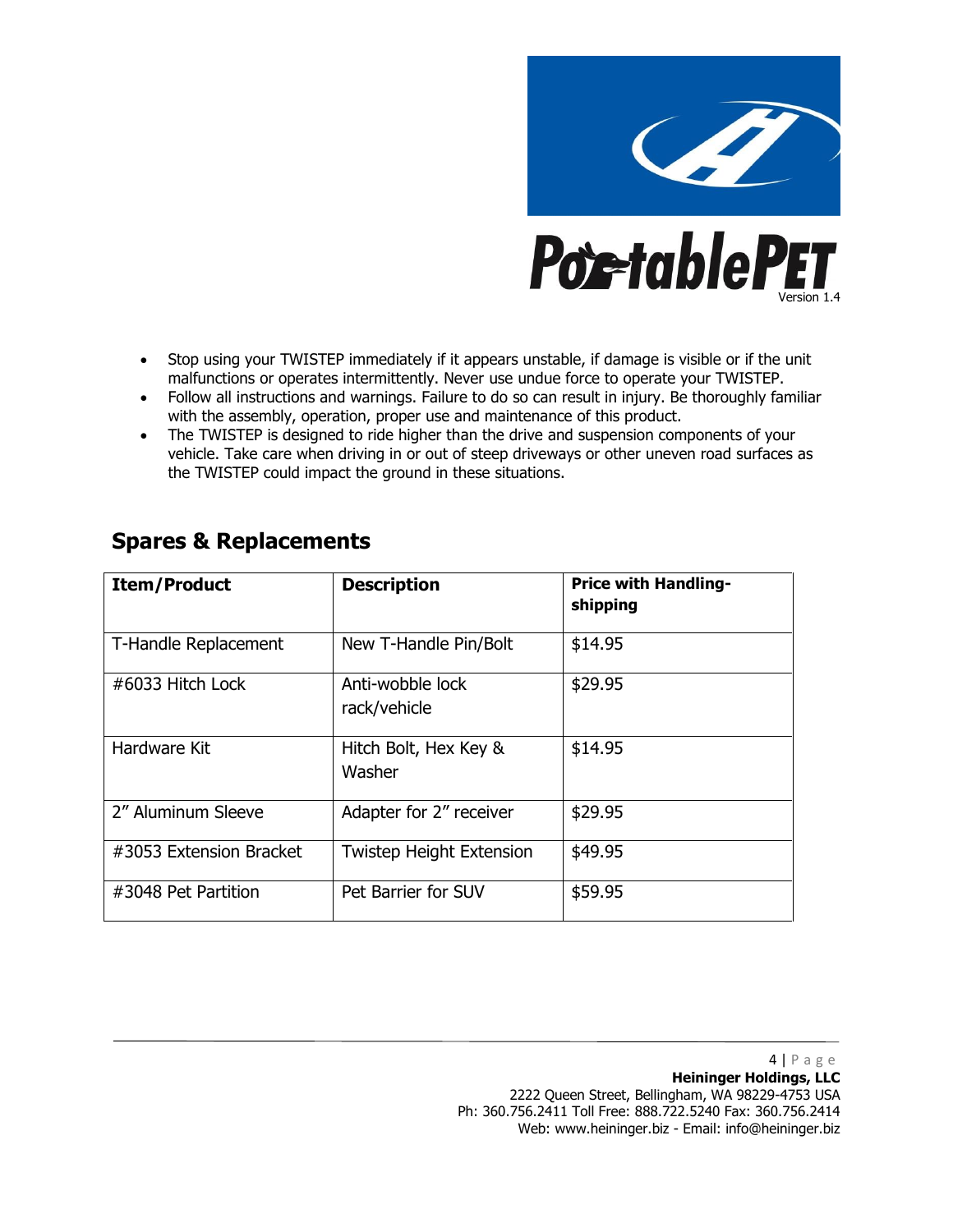- Stop using your TWISTEP immediately if it appears unstable, if damage is visible or if the unit malfunctions or operates intermittently. Never use undue force to operate your TWISTEP.
- Follow all instructions and warnings. Failure to do so can result in injury. Be thoroughly familiar with the assembly, operation, proper use and maintenance of this product.
- The TWISTEP is designed to ride higher than the drive and suspension components of your vehicle. Take care when driving in or out of steep driveways or other uneven road surfaces as the TWISTEP could impact the ground in these situations.

## Spares & Replacements

| Item/Product | Description | Price with Handling-shipping |
|---|---|---|
| T-Handle Replacement | New T-Handle Pin/Bolt | $14.95 |
| #6033 Hitch Lock | Anti-wobble lock rack/vehicle | $29.95 |
| Hardware Kit | Hitch Bolt, Hex Key & Washer | $14.95 |
| 2" Aluminum Sleeve | Adapter for 2" receiver | $29.95 |
| #3053 Extension Bracket | Twistep Height Extension | $49.95 |
| #3048 Pet Partition | Pet Barrier for SUV | $59.95 |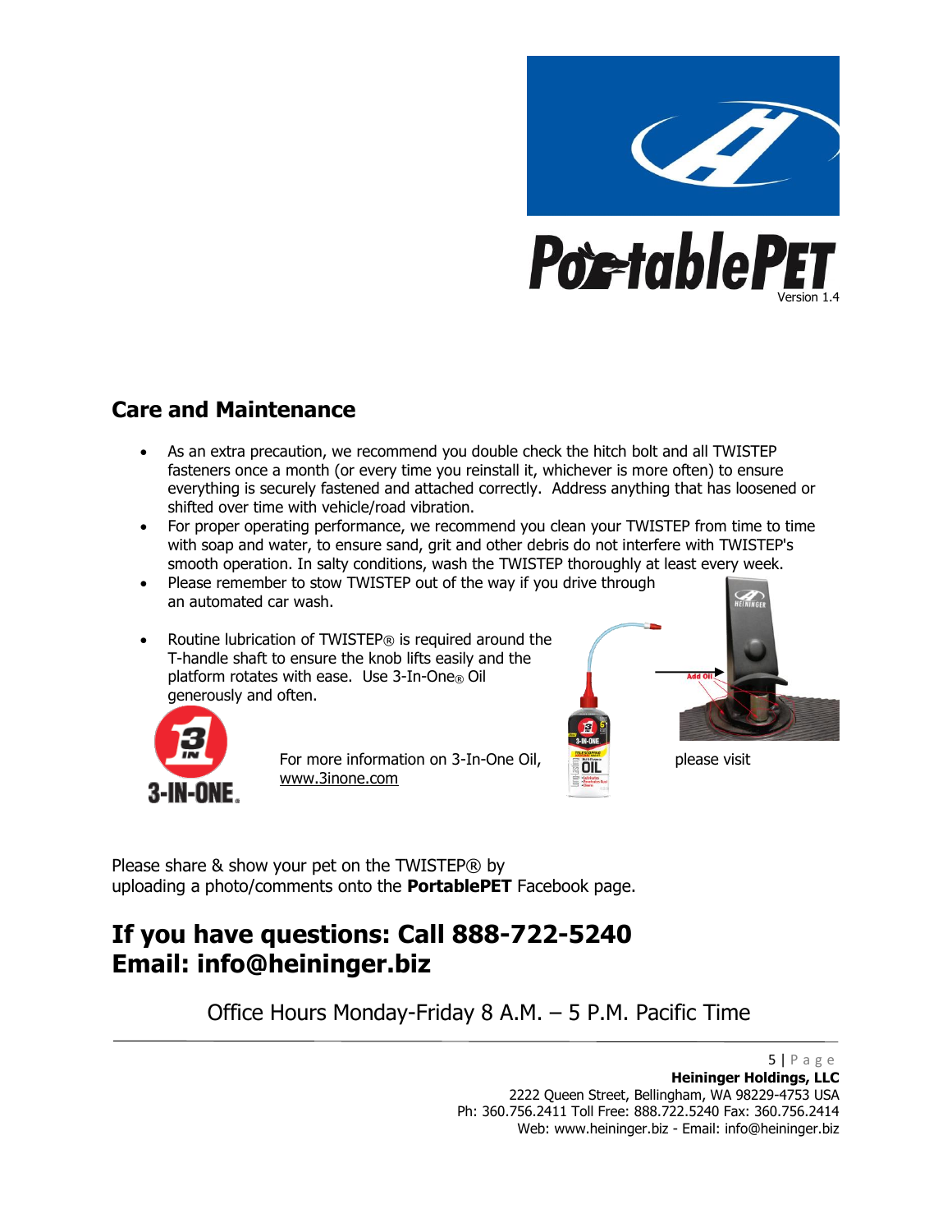PortablePET

Version 1.4

## Care and Maintenance

- As an extra precaution, we recommend you double check the hitch bolt and all TWISTEP fasteners once a month (or every time you reinstall it, whichever is more often) to ensure everything is securely fastened and attached correctly. Address anything that has loosened or shifted over time with vehicle/road vibration.
- For proper operating performance, we recommend you clean your TWISTEP from time to time with soap and water, to ensure sand, grit and other debris do not interfere with TWISTEP's smooth operation. In salty conditions, wash the TWISTEP thoroughly at least every week.
- Please remember to stow TWISTEP out of the way if you drive through an automated car wash.
- Routine lubrication of TWISTEP® is required around the T-handle shaft to ensure the knob lifts easily and the platform rotates with ease. Use 3-In-One® Oil generously and often.

For more information on 3-In-One Oil, please visit www.3inone.com

Please share & show your pet on the TWISTEP® by uploading a photo/comments onto the **PortablePET** Facebook page.

# If you have questions: Call 888-722-5240
# Email: info@heininger.biz

Office Hours Monday-Friday 8 A.M. – 5 P.M. Pacific Time

**Heininger Holdings, LLC**
2222 Queen Street, Bellingham, WA 98229-4753 USA
Ph: 360.756.2411 Toll Free: 888.722.5240 Fax: 360.756.2414
Web: www.heininger.biz - Email: info@heininger.biz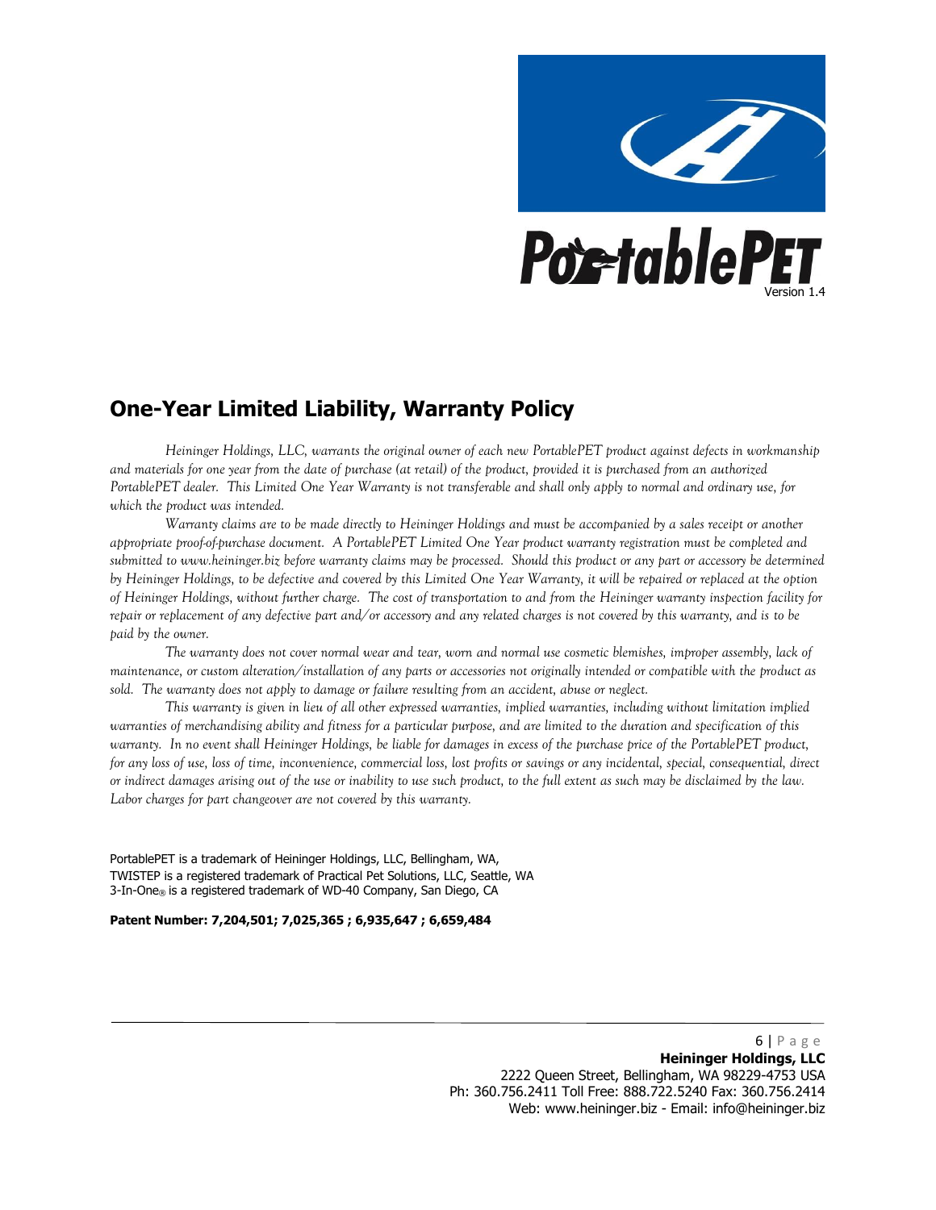PortablePET

Version 1.4

## One-Year Limited Liability, Warranty Policy

*Heininger Holdings, LLC, warrants the original owner of each new PortablePET product against defects in workmanship and materials for one year from the date of purchase (at retail) of the product, provided it is purchased from an authorized PortablePET dealer. This Limited One Year Warranty is not transferable and shall only apply to normal and ordinary use, for which the product was intended.*

*Warranty claims are to be made directly to Heininger Holdings and must be accompanied by a sales receipt or another appropriate proof-of-purchase document. A PortablePET Limited One Year product warranty registration must be completed and submitted to www.heininger.biz before warranty claims may be processed. Should this product or any part or accessory be determined by Heininger Holdings, to be defective and covered by this Limited One Year Warranty, it will be repaired or replaced at the option of Heininger Holdings, without further charge. The cost of transportation to and from the Heininger warranty inspection facility for repair or replacement of any defective part and/or accessory and any related charges is not covered by this warranty, and is to be paid by the owner.*

*The warranty does not cover normal wear and tear, worn and normal use cosmetic blemishes, improper assembly, lack of maintenance, or custom alteration/installation of any parts or accessories not originally intended or compatible with the product as sold. The warranty does not apply to damage or failure resulting from an accident, abuse or neglect.*

*This warranty is given in lieu of all other expressed warranties, implied warranties, including without limitation implied warranties of merchandising ability and fitness for a particular purpose, and are limited to the duration and specification of this warranty. In no event shall Heininger Holdings, be liable for damages in excess of the purchase price of the PortablePET product, for any loss of use, loss of time, inconvenience, commercial loss, lost profits or savings or any incidental, special, consequential, direct or indirect damages arising out of the use or inability to use such product, to the full extent as such may be disclaimed by the law. Labor charges for part changeover are not covered by this warranty.*

PortablePET is a trademark of Heininger Holdings, LLC, Bellingham, WA,
TWISTEP is a registered trademark of Practical Pet Solutions, LLC, Seattle, WA
3-In-One® is a registered trademark of WD-40 Company, San Diego, CA

**Patent Number: 7,204,501; 7,025,365 ; 6,935,647 ; 6,659,484**

**Heininger Holdings, LLC**
2222 Queen Street, Bellingham, WA 98229-4753 USA
Ph: 360.756.2411 Toll Free: 888.722.5240 Fax: 360.756.2414
Web: www.heininger.biz - Email: info@heininger.biz